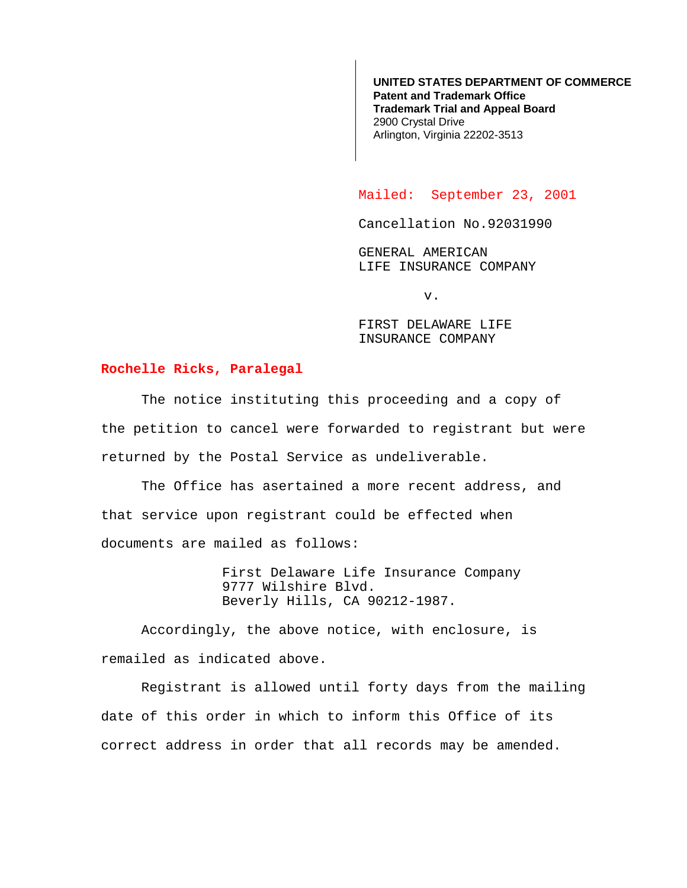**UNITED STATES DEPARTMENT OF COMMERCE**
**Patent and Trademark Office**
**Trademark Trial and Appeal Board**
2900 Crystal Drive
Arlington, Virginia 22202-3513

Mailed: September 23, 2001

Cancellation No.92031990

GENERAL AMERICAN
LIFE INSURANCE COMPANY

v.

FIRST DELAWARE LIFE
INSURANCE COMPANY

**Rochelle Ricks, Paralegal**

The notice instituting this proceeding and a copy of the petition to cancel were forwarded to registrant but were returned by the Postal Service as undeliverable.

The Office has asertained a more recent address, and that service upon registrant could be effected when documents are mailed as follows:

First Delaware Life Insurance Company
9777 Wilshire Blvd.
Beverly Hills, CA 90212-1987.

Accordingly, the above notice, with enclosure, is remailed as indicated above.

Registrant is allowed until forty days from the mailing date of this order in which to inform this Office of its correct address in order that all records may be amended.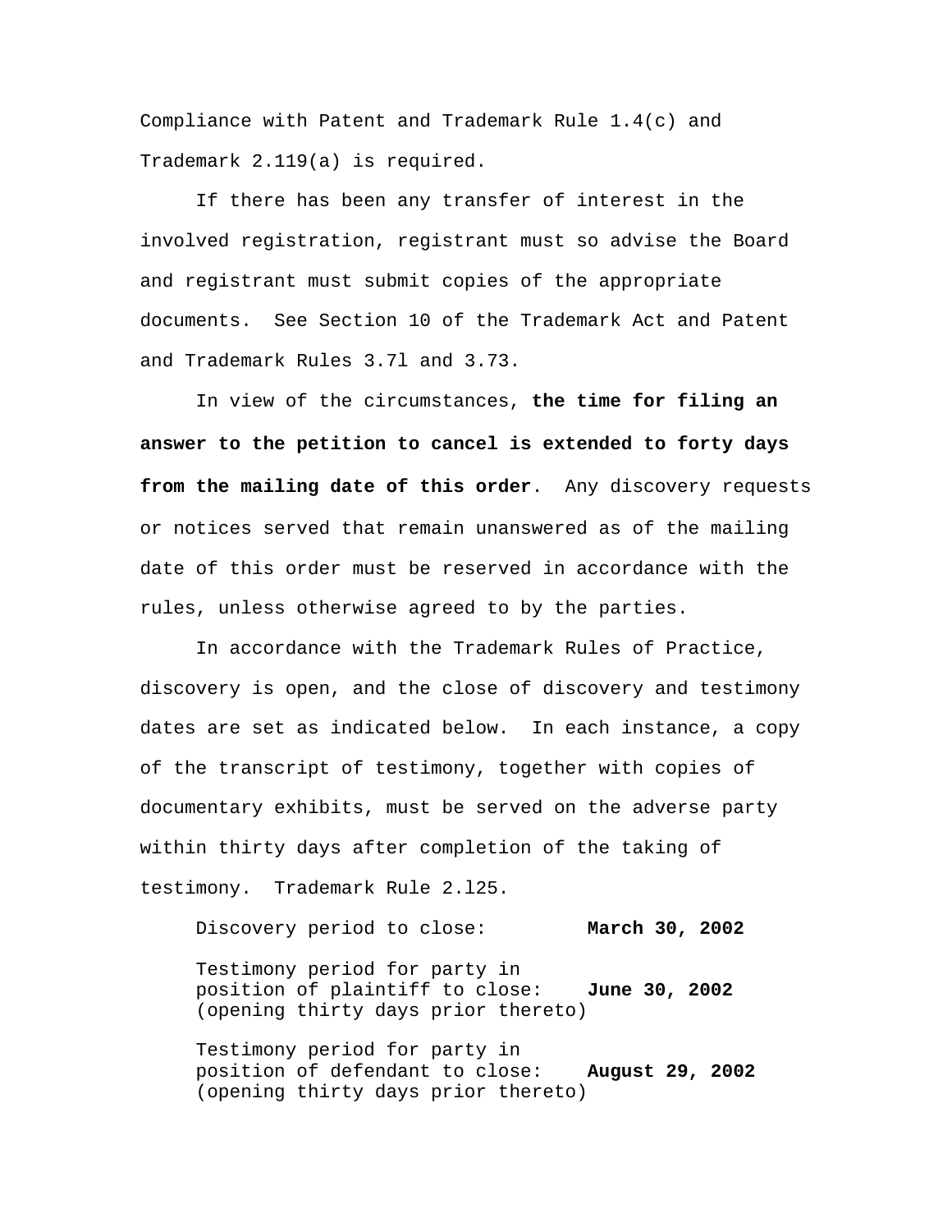Compliance with Patent and Trademark Rule 1.4(c) and Trademark 2.119(a) is required.

If there has been any transfer of interest in the involved registration, registrant must so advise the Board and registrant must submit copies of the appropriate documents. See Section 10 of the Trademark Act and Patent and Trademark Rules 3.7l and 3.73.

In view of the circumstances, **the time for filing an answer to the petition to cancel is extended to forty days from the mailing date of this order**. Any discovery requests or notices served that remain unanswered as of the mailing date of this order must be reserved in accordance with the rules, unless otherwise agreed to by the parties.

In accordance with the Trademark Rules of Practice, discovery is open, and the close of discovery and testimony dates are set as indicated below. In each instance, a copy of the transcript of testimony, together with copies of documentary exhibits, must be served on the adverse party within thirty days after completion of the taking of testimony. Trademark Rule 2.l25.

Discovery period to close: **March 30, 2002**

Testimony period for party in position of plaintiff to close: **June 30, 2002**
(opening thirty days prior thereto)

Testimony period for party in position of defendant to close: **August 29, 2002**
(opening thirty days prior thereto)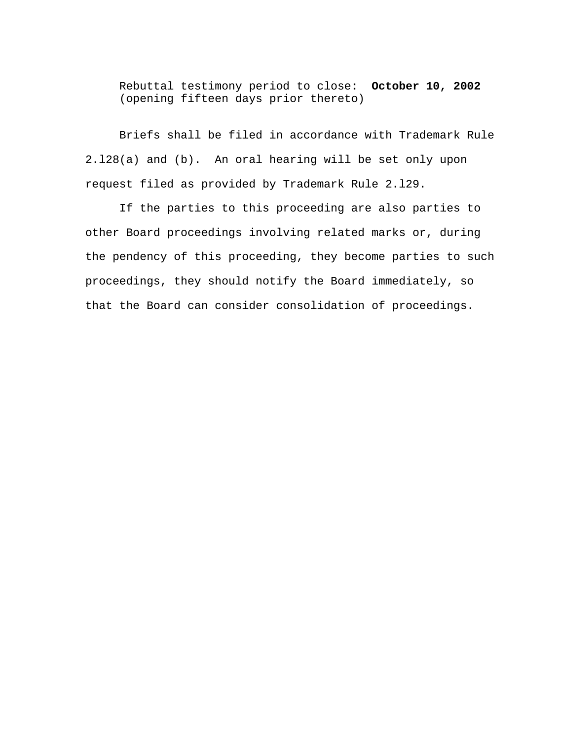Rebuttal testimony period to close: **October 10, 2002**
(opening fifteen days prior thereto)

Briefs shall be filed in accordance with Trademark Rule 2.l28(a) and (b). An oral hearing will be set only upon request filed as provided by Trademark Rule 2.l29.

If the parties to this proceeding are also parties to other Board proceedings involving related marks or, during the pendency of this proceeding, they become parties to such proceedings, they should notify the Board immediately, so that the Board can consider consolidation of proceedings.